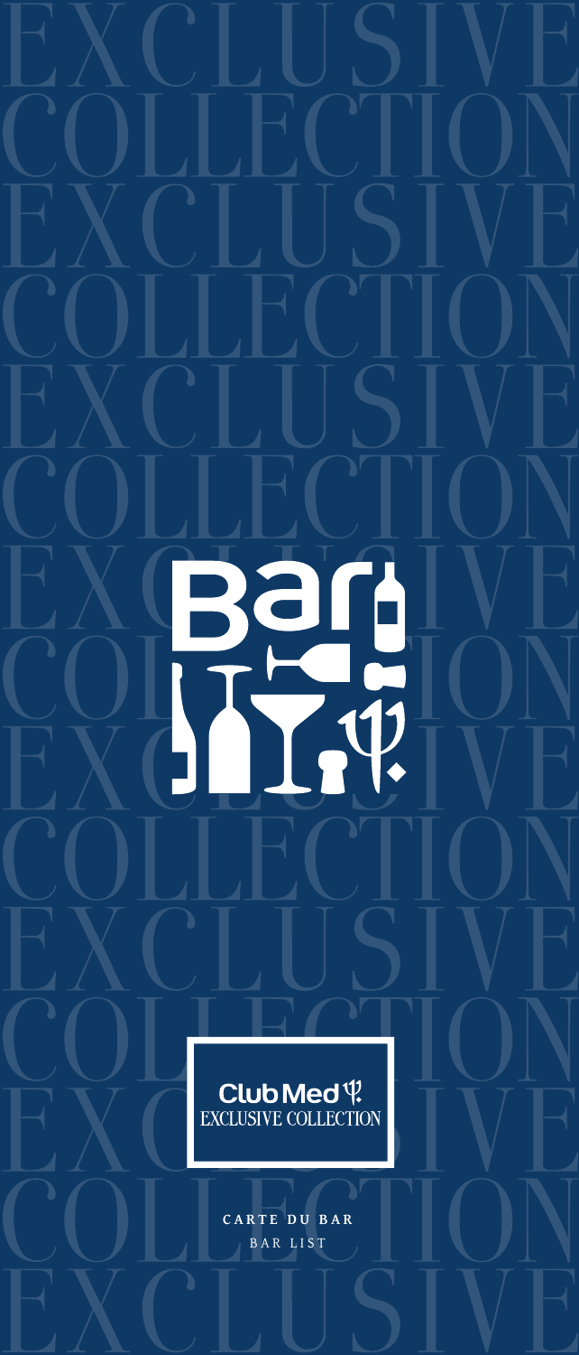# Bar

Club Med
EXCLUSIVE COLLECTION

**CARTE DU BAR**

BAR LIST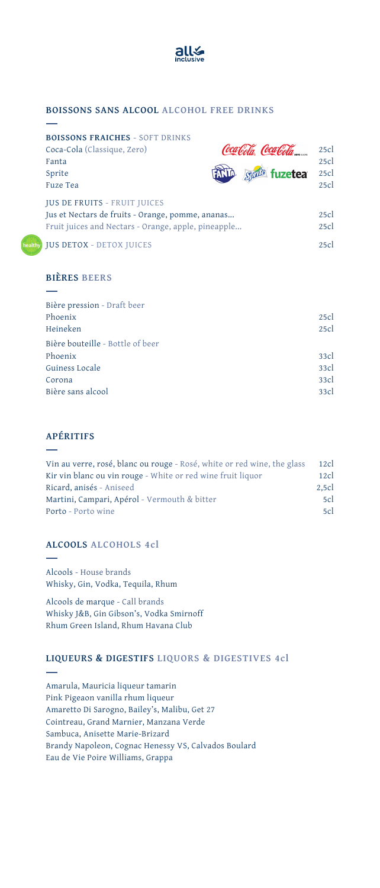## BOISSONS SANS ALCOOL ALCOHOL FREE DRINKS

**BOISSONS FRAICHES** - SOFT DRINKS

| | |
|---|---|
| Coca-Cola (Classique, Zero) | 25cl |
| Fanta | 25cl |
| Sprite | 25cl |
| Fuze Tea | 25cl |

JUS DE FRUITS - FRUIT JUICES

| | |
|---|---|
| Jus et Nectars de fruits - Orange, pomme, ananas... | 25cl |
| Fruit juices and Nectars - Orange, apple, pineapple... | 25cl |
| healthy JUS DETOX - DETOX JUICES | 25cl |

## BIÈRES BEERS

Bière pression - Draft beer

| | |
|---|---|
| Phoenix | 25cl |
| Heineken | 25cl |

Bière bouteille - Bottle of beer

| | |
|---|---|
| Phoenix | 33cl |
| Guiness Locale | 33cl |
| Corona | 33cl |
| Bière sans alcool | 33cl |

## APÉRITIFS

| | |
|---|---|
| Vin au verre, rosé, blanc ou rouge - Rosé, white or red wine, the glass | 12cl |
| Kir vin blanc ou vin rouge - White or red wine fruit liquor | 12cl |
| Ricard, anisés - Aniseed | 2,5cl |
| Martini, Campari, Apérol - Vermouth & bitter | 5cl |
| Porto - Porto wine | 5cl |

## ALCOOLS ALCOHOLS 4cl

Alcools - House brands
Whisky, Gin, Vodka, Tequila, Rhum

Alcools de marque - Call brands
Whisky J&B, Gin Gibson's, Vodka Smirnoff
Rhum Green Island, Rhum Havana Club

## LIQUEURS & DIGESTIFS LIQUORS & DIGESTIVES 4cl

Amarula, Mauricia liqueur tamarin
Pink Pigeaon vanilla rhum liqueur
Amaretto Di Sarogno, Bailey's, Malibu, Get 27
Cointreau, Grand Marnier, Manzana Verde
Sambuca, Anisette Marie-Brizard
Brandy Napoleon, Cognac Henessy VS, Calvados Boulard
Eau de Vie Poire Williams, Grappa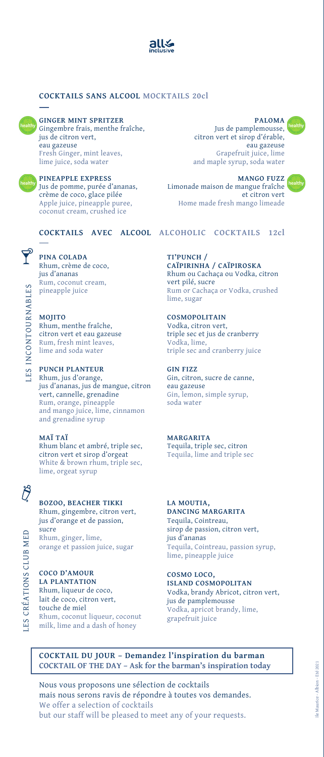all inclusive

## COCKTAILS SANS ALCOOL MOCKTAILS 20cl

**GINGER MINT SPRITZER** (healthy)
Gingembre frais, menthe fraîche, jus de citron vert, eau gazeuse
Fresh Ginger, mint leaves, lime juice, soda water

**PALOMA** (healthy)
Jus de pamplemousse, citron vert et sirop d'érable, eau gazeuse
Grapefruit juice, lime and maple syrup, soda water

**PINEAPPLE EXPRESS** (healthy)
Jus de pomme, purée d'ananas, crème de coco, glace pilée
Apple juice, pineapple puree, coconut cream, crushed ice

**MANGO FUZZ** (healthy)
Limonade maison de mangue fraîche et citron vert
Home made fresh mango limeade

## COCKTAILS AVEC ALCOOL ALCOHOLIC COCKTAILS 12cl

### LES INCONTOURNABLES

**PINA COLADA**
Rhum, crème de coco, jus d'ananas
Rum, coconut cream, pineapple juice

**MOJITO**
Rhum, menthe fraîche, citron vert et eau gazeuse
Rum, fresh mint leaves, lime and soda water

**PUNCH PLANTEUR**
Rhum, jus d'orange, jus d'ananas, jus de mangue, citron vert, cannelle, grenadine
Rum, orange, pineapple and mango juice, lime, cinnamon and grenadine syrup

**MAÏ TAÏ**
Rhum blanc et ambré, triple sec, citron vert et sirop d'orgeat
White & brown rhum, triple sec, lime, orgeat syrup

**TI'PUNCH / CAÏPIRINHA / CAÏPIROSKA**
Rhum ou Cachaça ou Vodka, citron vert pilé, sucre
Rum or Cachaça or Vodka, crushed lime, sugar

**COSMOPOLITAIN**
Vodka, citron vert, triple sec et jus de cranberry
Vodka, lime, triple sec and cranberry juice

**GIN FIZZ**
Gin, citron, sucre de canne, eau gazeuse
Gin, lemon, simple syrup, soda water

**MARGARITA**
Tequila, triple sec, citron
Tequila, lime and triple sec

### LES CRÉATIONS CLUB MED

**BOZOO, BEACHER TIKKI**
Rhum, gingembre, citron vert, jus d'orange et de passion, sucre
Rhum, ginger, lime, orange et passion juice, sugar

**COCO D'AMOUR LA PLANTATION**
Rhum, liqueur de coco, lait de coco, citron vert, touche de miel
Rhum, coconut liqueur, coconut milk, lime and a dash of honey

**LA MOUTIA, DANCING MARGARITA**
Tequila, Cointreau, sirop de passion, citron vert, jus d'ananas
Tequila, Cointreau, passion syrup, lime, pineapple juice

**COSMO LOCO, ISLAND COSMOPOLITAN**
Vodka, brandy Abricot, citron vert, jus de pamplemousse
Vodka, apricot brandy, lime, grapefruit juice

**COCKTAIL DU JOUR – Demandez l'inspiration du barman**
**COCKTAIL OF THE DAY – Ask for the barman's inspiration today**

Nous vous proposons une sélection de cocktails mais nous serons ravis de répondre à toutes vos demandes.
We offer a selection of cocktails but our staff will be pleased to meet any of your requests.

Ile Maurice - Albion - Été 2021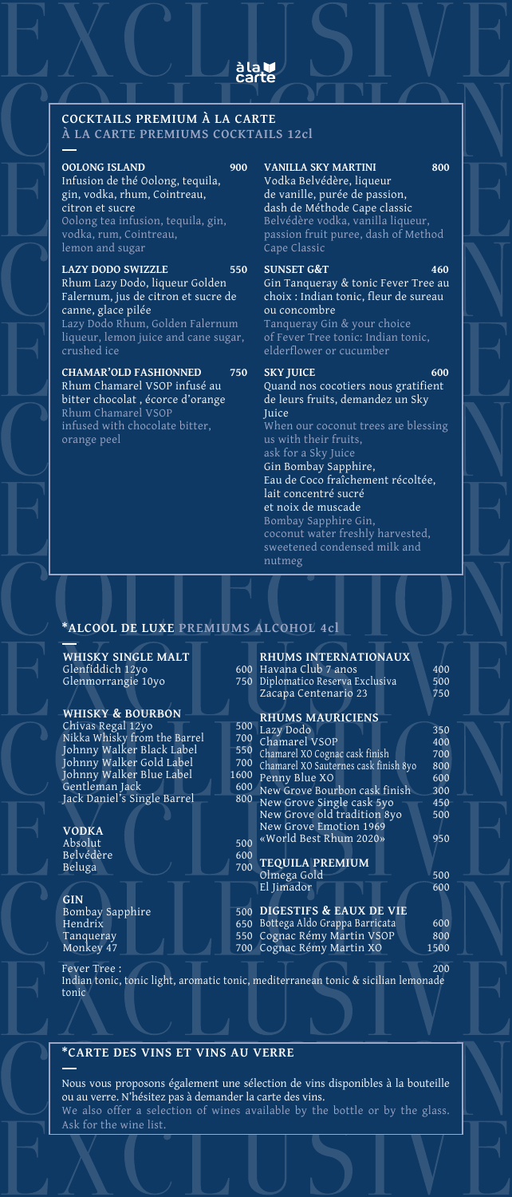à la carte

## COCKTAILS PREMIUM À LA CARTE
### À LA CARTE PREMIUMS COCKTAILS 12cl

**OOLONG ISLAND** 900
Infusion de thé Oolong, tequila, gin, vodka, rhum, Cointreau, citron et sucre
Oolong tea infusion, tequila, gin, vodka, rum, Cointreau, lemon and sugar

**LAZY DODO SWIZZLE** 550
Rhum Lazy Dodo, liqueur Golden Falernum, jus de citron et sucre de canne, glace pilée
Lazy Dodo Rhum, Golden Falernum liqueur, lemon juice and cane sugar, crushed ice

**CHAMAR'OLD FASHIONNED** 750
Rhum Chamarel VSOP infusé au bitter chocolat , écorce d'orange
Rhum Chamarel VSOP infused with chocolate bitter, orange peel

**VANILLA SKY MARTINI** 800
Vodka Belvédère, liqueur de vanille, purée de passion, dash de Méthode Cape classic
Belvédère vodka, vanilla liqueur, passion fruit puree, dash of Method Cape Classic

**SUNSET G&T** 460
Gin Tanqueray & tonic Fever Tree au choix : Indian tonic, fleur de sureau ou concombre
Tanqueray Gin & your choice of Fever Tree tonic: Indian tonic, elderflower or cucumber

**SKY JUICE** 600
Quand nos cocotiers nous gratifient de leurs fruits, demandez un Sky Juice
When our coconut trees are blessing us with their fruits, ask for a Sky Juice
Gin Bombay Sapphire, Eau de Coco fraîchement récoltée, lait concentré sucré et noix de muscade
Bombay Sapphire Gin, coconut water freshly harvested, sweetened condensed milk and nutmeg

## *ALCOOL DE LUXE PREMIUMS ALCOHOL 4cl

**WHISKY SINGLE MALT**

| | |
|---|---|
| Glenfiddich 12yo | 600 |
| Glenmorrangie 10yo | 750 |

**WHISKY & BOURBON**

| | |
|---|---|
| Chivas Regal 12yo | 500 |
| Nikka Whisky from the Barrel | 700 |
| Johnny Walker Black Label | 550 |
| Johnny Walker Gold Label | 700 |
| Johnny Walker Blue Label | 1600 |
| Gentleman Jack | 600 |
| Jack Daniel's Single Barrel | 800 |

**VODKA**

| | |
|---|---|
| Absolut | 500 |
| Belvédère | 600 |
| Beluga | 700 |

**GIN**

| | |
|---|---|
| Bombay Sapphire | 500 |
| Hendrix | 650 |
| Tanqueray | 550 |
| Monkey 47 | 700 |

**RHUMS INTERNATIONAUX**

| | |
|---|---|
| Havana Club 7 anos | 400 |
| Diplomatico Reserva Exclusiva | 500 |
| Zacapa Centenario 23 | 750 |

**RHUMS MAURICIENS**

| | |
|---|---|
| Lazy Dodo | 350 |
| Chamarel VSOP | 400 |
| Chamarel XO Cognac cask finish | 700 |
| Chamarel XO Sauternes cask finish 8yo | 800 |
| Penny Blue XO | 600 |
| New Grove Bourbon cask finish | 300 |
| New Grove Single cask 5yo | 450 |
| New Grove old tradition 8yo | 500 |
| New Grove Emotion 1969 «World Best Rhum 2020» | 950 |

**TEQUILA PREMIUM**

| | |
|---|---|
| Olmega Gold | 500 |
| El Jimador | 600 |

**DIGESTIFS & EAUX DE VIE**

| | |
|---|---|
| Bottega Aldo Grappa Barricata | 600 |
| Cognac Rémy Martin VSOP | 800 |
| Cognac Rémy Martin XO | 1500 |

Fever Tree : 200
Indian tonic, tonic light, aromatic tonic, mediterranean tonic & sicilian lemonade tonic

## *CARTE DES VINS ET VINS AU VERRE

Nous vous proposons également une sélection de vins disponibles à la bouteille ou au verre. N'hésitez pas à demander la carte des vins.
We also offer a selection of wines available by the bottle or by the glass. Ask for the wine list.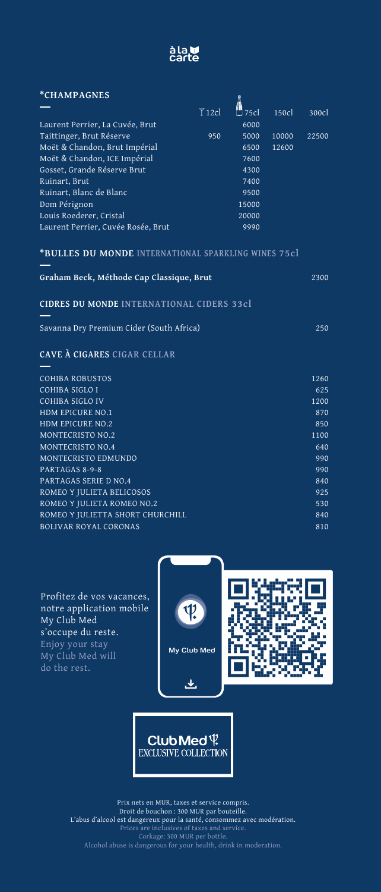à la carte

## *CHAMPAGNES

| | 12cl | 75cl | 150cl | 300cl |
|---|---|---|---|---|
| Laurent Perrier, La Cuvée, Brut | | 6000 | | |
| Taittinger, Brut Réserve | 950 | 5000 | 10000 | 22500 |
| Moët & Chandon, Brut Impérial | | 6500 | 12600 | |
| Moët & Chandon, ICE Impérial | | 7600 | | |
| Gosset, Grande Réserve Brut | | 4300 | | |
| Ruinart, Brut | | 7400 | | |
| Ruinart, Blanc de Blanc | | 9500 | | |
| Dom Pérignon | | 15000 | | |
| Louis Roederer, Cristal | | 20000 | | |
| Laurent Perrier, Cuvée Rosée, Brut | | 9990 | | |

## *BULLES DU MONDE INTERNATIONAL SPARKLING WINES 75cl

| | |
|---|---|
| **Graham Beck, Méthode Cap Classique, Brut** | 2300 |

## CIDRES DU MONDE INTERNATIONAL CIDERS 33cl

| | |
|---|---|
| Savanna Dry Premium Cider (South Africa) | 250 |

## CAVE À CIGARES CIGAR CELLAR

| | |
|---|---|
| COHIBA ROBUSTOS | 1260 |
| COHIBA SIGLO I | 625 |
| COHIBA SIGLO IV | 1200 |
| HDM EPICURE NO.1 | 870 |
| HDM EPICURE NO.2 | 850 |
| MONTECRISTO NO.2 | 1100 |
| MONTECRISTO NO.4 | 640 |
| MONTECRISTO EDMUNDO | 990 |
| PARTAGAS 8-9-8 | 990 |
| PARTAGAS SERIE D NO.4 | 840 |
| ROMEO Y JULIETA BELICOSOS | 925 |
| ROMEO Y JULIETA ROMEO NO.2 | 530 |
| ROMEO Y JULIETTA SHORT CHURCHILL | 840 |
| BOLIVAR ROYAL CORONAS | 810 |

Profitez de vos vacances, notre application mobile My Club Med s'occupe du reste.
Enjoy your stay My Club Med will do the rest.

My Club Med

Club Med EXCLUSIVE COLLECTION

Prix nets en MUR, taxes et service compris.
Droit de bouchon : 300 MUR par bouteille.
L'abus d'alcool est dangereux pour la santé, consommez avec modération.
Prices are inclusives of taxes and service.
Corkage: 300 MUR per bottle.
Alcohol abuse is dangerous for your health, drink in moderation.